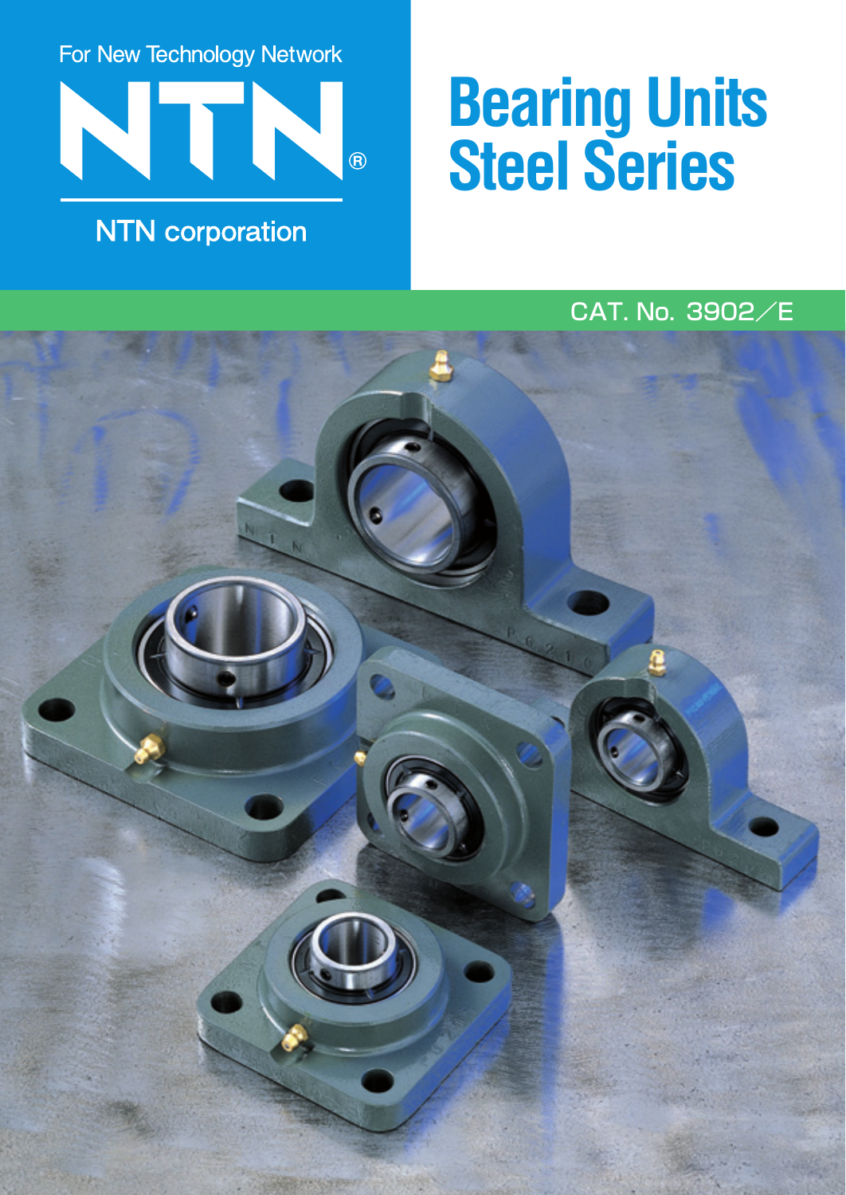For New Technology Network

NTN®

NTN corporation

# Bearing Units Steel Series

CAT. No. 3902/E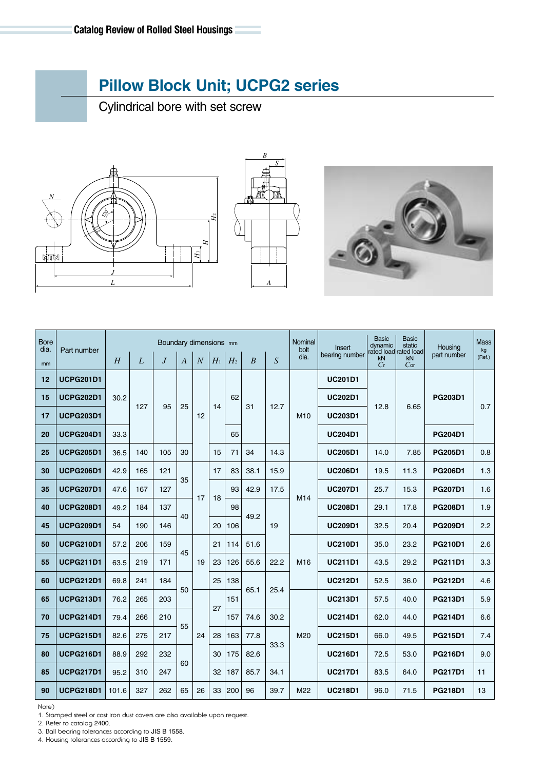# Pillow Block Unit; UCPG2 series

Cylindrical bore with set screw

| Bore dia. mm | Part number | Boundary dimensions mm | | | | | | | | | Nominal bolt dia. | Insert bearing number | Basic dynamic rated load kN $C_r$ | Basic static rated load kN $C_{or}$ | Housing part number | Mass kg (Ref.) |
|---|---|---|---|---|---|---|---|---|---|---|---|---|---|---|---|---|
| | | $H$ | $L$ | $J$ | $A$ | $N$ | $H_1$ | $H_2$ | $B$ | $S$ | | | | | | |
| 12 | UCPG201D1 | 30.2 | 127 | 95 | 25 | 12 | 14 | 62 | 31 | 12.7 | M10 | UC201D1 | 12.8 | 6.65 | PG203D1 | 0.7 |
| 15 | UCPG202D1 | 30.2 | 127 | 95 | 25 | 12 | 14 | 62 | 31 | 12.7 | M10 | UC202D1 | 12.8 | 6.65 | PG203D1 | 0.7 |
| 17 | UCPG203D1 | 30.2 | 127 | 95 | 25 | 12 | 14 | 62 | 31 | 12.7 | M10 | UC203D1 | 12.8 | 6.65 | PG203D1 | 0.7 |
| 20 | UCPG204D1 | 33.3 | 127 | 95 | 25 | 12 | 14 | 65 | 31 | 12.7 | M10 | UC204D1 | 12.8 | 6.65 | PG204D1 | 0.7 |
| 25 | UCPG205D1 | 36.5 | 140 | 105 | 30 | 12 | 15 | 71 | 34 | 14.3 | M10 | UC205D1 | 14.0 | 7.85 | PG205D1 | 0.8 |
| 30 | UCPG206D1 | 42.9 | 165 | 121 | 35 | 17 | 17 | 83 | 38.1 | 15.9 | M14 | UC206D1 | 19.5 | 11.3 | PG206D1 | 1.3 |
| 35 | UCPG207D1 | 47.6 | 167 | 127 | 35 | 17 | 18 | 93 | 42.9 | 17.5 | M14 | UC207D1 | 25.7 | 15.3 | PG207D1 | 1.6 |
| 40 | UCPG208D1 | 49.2 | 184 | 137 | 40 | 17 | 18 | 98 | 49.2 | 19 | M14 | UC208D1 | 29.1 | 17.8 | PG208D1 | 1.9 |
| 45 | UCPG209D1 | 54 | 190 | 146 | 40 | 17 | 20 | 106 | 49.2 | 19 | M14 | UC209D1 | 32.5 | 20.4 | PG209D1 | 2.2 |
| 50 | UCPG210D1 | 57.2 | 206 | 159 | 45 | 19 | 21 | 114 | 51.6 | 19 | M16 | UC210D1 | 35.0 | 23.2 | PG210D1 | 2.6 |
| 55 | UCPG211D1 | 63.5 | 219 | 171 | 45 | 19 | 23 | 126 | 55.6 | 22.2 | M16 | UC211D1 | 43.5 | 29.2 | PG211D1 | 3.3 |
| 60 | UCPG212D1 | 69.8 | 241 | 184 | 50 | 19 | 25 | 138 | 65.1 | 25.4 | M16 | UC212D1 | 52.5 | 36.0 | PG212D1 | 4.6 |
| 65 | UCPG213D1 | 76.2 | 265 | 203 | 50 | 24 | 27 | 151 | 65.1 | 25.4 | M20 | UC213D1 | 57.5 | 40.0 | PG213D1 | 5.9 |
| 70 | UCPG214D1 | 79.4 | 266 | 210 | 55 | 24 | 27 | 157 | 74.6 | 30.2 | M20 | UC214D1 | 62.0 | 44.0 | PG214D1 | 6.6 |
| 75 | UCPG215D1 | 82.6 | 275 | 217 | 55 | 24 | 28 | 163 | 77.8 | 33.3 | M20 | UC215D1 | 66.0 | 49.5 | PG215D1 | 7.4 |
| 80 | UCPG216D1 | 88.9 | 292 | 232 | 60 | 24 | 30 | 175 | 82.6 | 33.3 | M20 | UC216D1 | 72.5 | 53.0 | PG216D1 | 9.0 |
| 85 | UCPG217D1 | 95.2 | 310 | 247 | 60 | 24 | 32 | 187 | 85.7 | 34.1 | M20 | UC217D1 | 83.5 | 64.0 | PG217D1 | 11 |
| 90 | UCPG218D1 | 101.6 | 327 | 262 | 65 | 26 | 33 | 200 | 96 | 39.7 | M22 | UC218D1 | 96.0 | 71.5 | PG218D1 | 13 |

Note)

1. Stamped steel or cast iron dust covers are also available upon request.
2. Refer to catalog 2400.
3. Ball bearing tolerances according to JIS B 1558.
4. Housing tolerances according to JIS B 1559.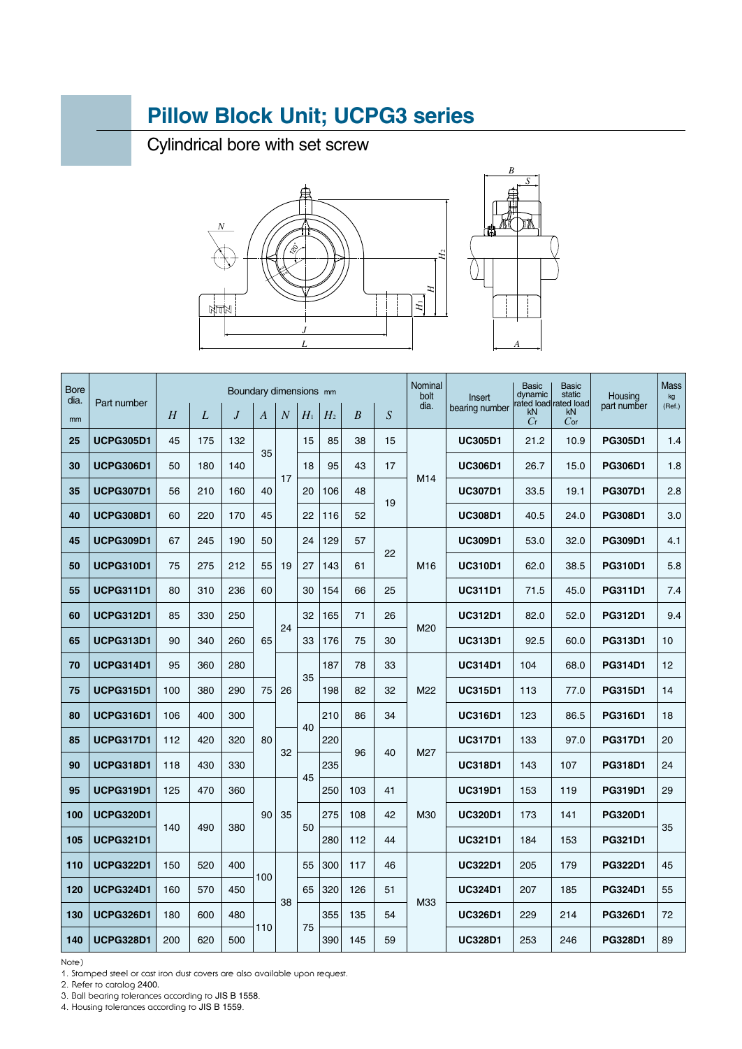# Pillow Block Unit; UCPG3 series

## Cylindrical bore with set screw

| Bore dia. mm | Part number | Boundary dimensions mm | | | | | | | | | Nominal bolt dia. | Insert bearing number | Basic dynamic rated load kN $C_r$ | Basic static rated load kN $C_{or}$ | Housing part number | Mass kg (Ref.) |
|---|---|---|---|---|---|---|---|---|---|---|---|---|---|---|---|---|
| | | $H$ | $L$ | $J$ | $A$ | $N$ | $H_1$ | $H_2$ | $B$ | $S$ | | | | | | |
| 25 | **UCPG305D1** | 45 | 175 | 132 | 35 | 17 | 15 | 85 | 38 | 15 | M14 | **UC305D1** | 21.2 | 10.9 | **PG305D1** | 1.4 |
| 30 | **UCPG306D1** | 50 | 180 | 140 | 35 | 17 | 18 | 95 | 43 | 17 | M14 | **UC306D1** | 26.7 | 15.0 | **PG306D1** | 1.8 |
| 35 | **UCPG307D1** | 56 | 210 | 160 | 40 | 17 | 20 | 106 | 48 | 19 | M14 | **UC307D1** | 33.5 | 19.1 | **PG307D1** | 2.8 |
| 40 | **UCPG308D1** | 60 | 220 | 170 | 45 | 17 | 22 | 116 | 52 | 19 | M14 | **UC308D1** | 40.5 | 24.0 | **PG308D1** | 3.0 |
| 45 | **UCPG309D1** | 67 | 245 | 190 | 50 | 19 | 24 | 129 | 57 | 22 | M16 | **UC309D1** | 53.0 | 32.0 | **PG309D1** | 4.1 |
| 50 | **UCPG310D1** | 75 | 275 | 212 | 55 | 19 | 27 | 143 | 61 | 22 | M16 | **UC310D1** | 62.0 | 38.5 | **PG310D1** | 5.8 |
| 55 | **UCPG311D1** | 80 | 310 | 236 | 60 | 19 | 30 | 154 | 66 | 25 | M16 | **UC311D1** | 71.5 | 45.0 | **PG311D1** | 7.4 |
| 60 | **UCPG312D1** | 85 | 330 | 250 | 65 | 24 | 32 | 165 | 71 | 26 | M20 | **UC312D1** | 82.0 | 52.0 | **PG312D1** | 9.4 |
| 65 | **UCPG313D1** | 90 | 340 | 260 | 65 | 24 | 33 | 176 | 75 | 30 | M20 | **UC313D1** | 92.5 | 60.0 | **PG313D1** | 10 |
| 70 | **UCPG314D1** | 95 | 360 | 280 | 75 | 26 | 35 | 187 | 78 | 33 | M22 | **UC314D1** | 104 | 68.0 | **PG314D1** | 12 |
| 75 | **UCPG315D1** | 100 | 380 | 290 | 75 | 26 | 35 | 198 | 82 | 32 | M22 | **UC315D1** | 113 | 77.0 | **PG315D1** | 14 |
| 80 | **UCPG316D1** | 106 | 400 | 300 | 80 | 26 | 40 | 210 | 86 | 34 | M22 | **UC316D1** | 123 | 86.5 | **PG316D1** | 18 |
| 85 | **UCPG317D1** | 112 | 420 | 320 | 80 | 32 | 40 | 220 | 96 | 40 | M27 | **UC317D1** | 133 | 97.0 | **PG317D1** | 20 |
| 90 | **UCPG318D1** | 118 | 430 | 330 | 80 | 32 | 45 | 235 | 96 | 40 | M27 | **UC318D1** | 143 | 107 | **PG318D1** | 24 |
| 95 | **UCPG319D1** | 125 | 470 | 360 | 90 | 35 | 45 | 250 | 103 | 41 | M30 | **UC319D1** | 153 | 119 | **PG319D1** | 29 |
| 100 | **UCPG320D1** | 140 | 490 | 380 | 90 | 35 | 50 | 275 | 108 | 42 | M30 | **UC320D1** | 173 | 141 | **PG320D1** | 35 |
| 105 | **UCPG321D1** | 140 | 490 | 380 | 90 | 35 | 50 | 280 | 112 | 44 | M30 | **UC321D1** | 184 | 153 | **PG321D1** | 35 |
| 110 | **UCPG322D1** | 150 | 520 | 400 | 100 | 38 | 55 | 300 | 117 | 46 | M33 | **UC322D1** | 205 | 179 | **PG322D1** | 45 |
| 120 | **UCPG324D1** | 160 | 570 | 450 | 100 | 38 | 65 | 320 | 126 | 51 | M33 | **UC324D1** | 207 | 185 | **PG324D1** | 55 |
| 130 | **UCPG326D1** | 180 | 600 | 480 | 110 | 38 | 75 | 355 | 135 | 54 | M33 | **UC326D1** | 229 | 214 | **PG326D1** | 72 |
| 140 | **UCPG328D1** | 200 | 620 | 500 | 110 | 38 | 75 | 390 | 145 | 59 | M33 | **UC328D1** | 253 | 246 | **PG328D1** | 89 |

Note)

1. Stamped steel or cast iron dust covers are also available upon request.
2. Refer to catalog 2400.
3. Ball bearing tolerances according to JIS B 1558.
4. Housing tolerances according to JIS B 1559.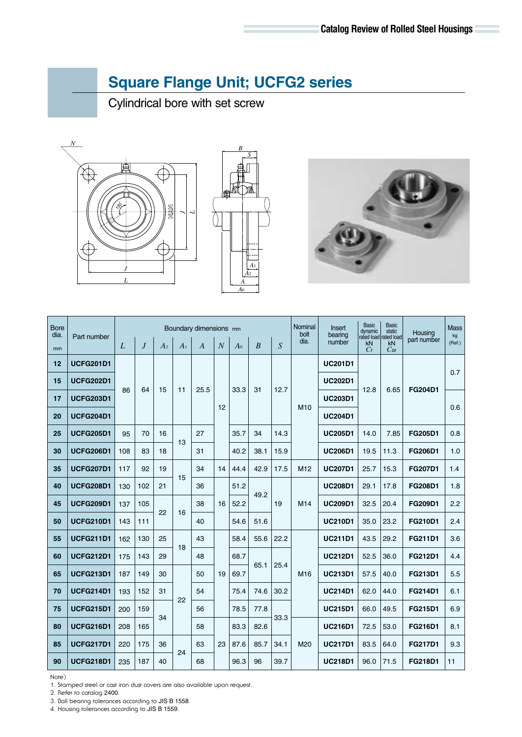# Square Flange Unit; UCFG2 series

Cylindrical bore with set screw

| Bore dia. mm | Part number | Boundary dimensions mm | | | | | | | | | Nominal bolt dia. | Insert bearing number | Basic dynamic rated load kN $C_r$ | Basic static rated load kN $C_{0r}$ | Housing part number | Mass kg (Ref.) |
|---|---|---|---|---|---|---|---|---|---|---|---|---|---|---|---|---|
| | | $L$ | $J$ | $A_2$ | $A_1$ | $A$ | $N$ | $A_0$ | $B$ | $S$ | | | | | | |
| 12 | UCFG201D1 | 86 | 64 | 15 | 11 | 25.5 | 12 | 33.3 | 31 | 12.7 | M10 | UC201D1 | 12.8 | 6.65 | FG204D1 | 0.7 |
| 15 | UCFG202D1 | 86 | 64 | 15 | 11 | 25.5 | 12 | 33.3 | 31 | 12.7 | M10 | UC202D1 | 12.8 | 6.65 | FG204D1 | 0.7 |
| 17 | UCFG203D1 | 86 | 64 | 15 | 11 | 25.5 | 12 | 33.3 | 31 | 12.7 | M10 | UC203D1 | 12.8 | 6.65 | FG204D1 | 0.6 |
| 20 | UCFG204D1 | 86 | 64 | 15 | 11 | 25.5 | 12 | 33.3 | 31 | 12.7 | M10 | UC204D1 | 12.8 | 6.65 | FG204D1 | 0.6 |
| 25 | UCFG205D1 | 95 | 70 | 16 | 13 | 27 | 12 | 35.7 | 34 | 14.3 | M10 | UC205D1 | 14.0 | 7.85 | FG205D1 | 0.8 |
| 30 | UCFG206D1 | 108 | 83 | 18 | 13 | 31 | 12 | 40.2 | 38.1 | 15.9 | M10 | UC206D1 | 19.5 | 11.3 | FG206D1 | 1.0 |
| 35 | UCFG207D1 | 117 | 92 | 19 | 15 | 34 | 14 | 44.4 | 42.9 | 17.5 | M12 | UC207D1 | 25.7 | 15.3 | FG207D1 | 1.4 |
| 40 | UCFG208D1 | 130 | 102 | 21 | 15 | 36 | 16 | 51.2 | 49.2 | 19 | M14 | UC208D1 | 29.1 | 17.8 | FG208D1 | 1.8 |
| 45 | UCFG209D1 | 137 | 105 | 22 | 16 | 38 | 16 | 52.2 | 49.2 | 19 | M14 | UC209D1 | 32.5 | 20.4 | FG209D1 | 2.2 |
| 50 | UCFG210D1 | 143 | 111 | 22 | 16 | 40 | 16 | 54.6 | 51.6 | 19 | M14 | UC210D1 | 35.0 | 23.2 | FG210D1 | 2.4 |
| 55 | UCFG211D1 | 162 | 130 | 25 | 18 | 43 | 19 | 58.4 | 55.6 | 22.2 | M16 | UC211D1 | 43.5 | 29.2 | FG211D1 | 3.6 |
| 60 | UCFG212D1 | 175 | 143 | 29 | 18 | 48 | 19 | 68.7 | 65.1 | 25.4 | M16 | UC212D1 | 52.5 | 36.0 | FG212D1 | 4.4 |
| 65 | UCFG213D1 | 187 | 149 | 30 | 22 | 50 | 19 | 69.7 | 65.1 | 25.4 | M16 | UC213D1 | 57.5 | 40.0 | FG213D1 | 5.5 |
| 70 | UCFG214D1 | 193 | 152 | 31 | 22 | 54 | 19 | 75.4 | 74.6 | 30.2 | M16 | UC214D1 | 62.0 | 44.0 | FG214D1 | 6.1 |
| 75 | UCFG215D1 | 200 | 159 | 34 | 22 | 56 | 19 | 78.5 | 77.8 | 33.3 | M16 | UC215D1 | 66.0 | 49.5 | FG215D1 | 6.9 |
| 80 | UCFG216D1 | 208 | 165 | 34 | 22 | 58 | 23 | 83.3 | 82.6 | 33.3 | M20 | UC216D1 | 72.5 | 53.0 | FG216D1 | 8.1 |
| 85 | UCFG217D1 | 220 | 175 | 36 | 24 | 63 | 23 | 87.6 | 85.7 | 34.1 | M20 | UC217D1 | 83.5 | 64.0 | FG217D1 | 9.3 |
| 90 | UCFG218D1 | 235 | 187 | 40 | 24 | 68 | 23 | 96.3 | 96 | 39.7 | M20 | UC218D1 | 96.0 | 71.5 | FG218D1 | 11 |

Note)

1. Stamped steel or cast iron dust covers are also available upon request.
2. Refer to catalog 2400.
3. Ball bearing tolerances according to JIS B 1558.
4. Housing tolerances according to JIS B 1559.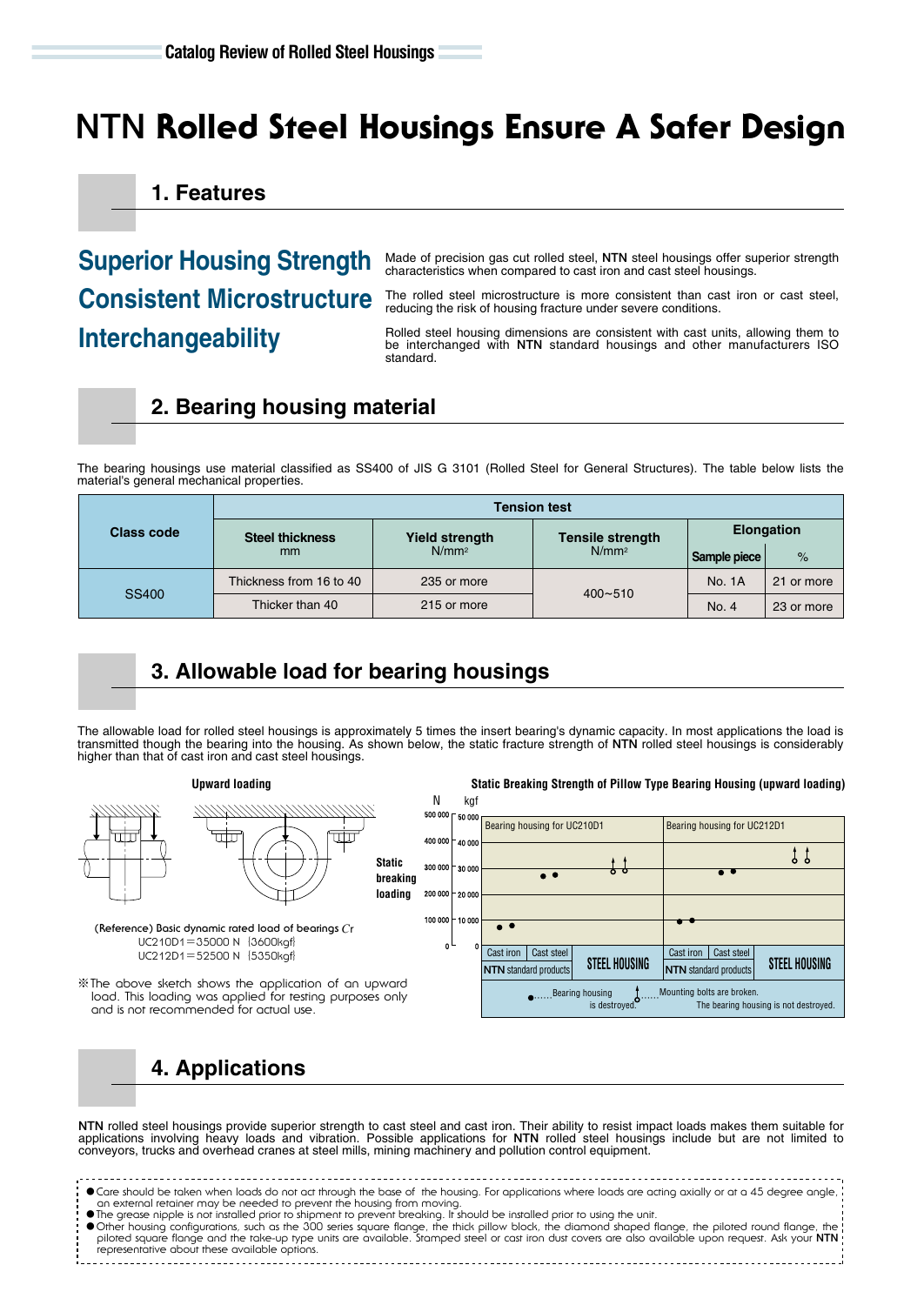Catalog Review of Rolled Steel Housings

# NTN Rolled Steel Housings Ensure A Safer Design

## 1. Features

**Superior Housing Strength**

Made of precision gas cut rolled steel, **NTN** steel housings offer superior strength characteristics when compared to cast iron and cast steel housings.

**Consistent Microstructure**

The rolled steel microstructure is more consistent than cast iron or cast steel, reducing the risk of housing fracture under severe conditions.

**Interchangeability**

Rolled steel housing dimensions are consistent with cast units, allowing them to be interchanged with **NTN** standard housings and other manufacturers ISO standard.

## 2. Bearing housing material

The bearing housings use material classified as SS400 of JIS G 3101 (Rolled Steel for General Structures). The table below lists the material's general mechanical properties.

| Class code | Tension test | | | | |
|---|---|---|---|---|---|
| | Steel thickness mm | Yield strength N/mm² | Tensile strength N/mm² | Elongation | |
| | | | | Sample piece | % |
| SS400 | Thickness from 16 to 40 | 235 or more | 400~510 | No. 1A | 21 or more |
| | Thicker than 40 | 215 or more | | No. 4 | 23 or more |

## 3. Allowable load for bearing housings

The allowable load for rolled steel housings is approximately 5 times the insert bearing's dynamic capacity. In most applications the load is transmitted though the bearing into the housing. As shown below, the static fracture strength of **NTN** rolled steel housings is considerably higher than that of cast iron and cast steel housings.

**Upward loading**

Static breaking loading

(Reference) Basic dynamic rated load of bearings $Cr$

UC210D1＝35000 N｛3600kgf｝

UC212D1＝52500 N｛5350kgf｝

※The above sketch shows the application of an upward load. This loading was applied for testing purposes only and is not recommended for actual use.

**Static Breaking Strength of Pillow Type Bearing Housing (upward loading)**

N kgf

500 000 50 000

400 000 40 000

300 000 30 000

200 000 20 000

100 000 10 000

0 0

Bearing housing for UC210D1

Bearing housing for UC212D1

Cast iron / Cast steel — NTN standard products; STEEL HOUSING

● Bearing housing is destroyed.

Mounting bolts are broken. The bearing housing is not destroyed.

## 4. Applications

**NTN** rolled steel housings provide superior strength to cast steel and cast iron. Their ability to resist impact loads makes them suitable for applications involving heavy loads and vibration. Possible applications for **NTN** rolled steel housings include but are not limited to conveyors, trucks and overhead cranes at steel mills, mining machinery and pollution control equipment.

- Care should be taken when loads do not act through the base of the housing. For applications where loads are acting axially or at a 45 degree angle, an external retainer may be needed to prevent the housing from moving.
- The grease nipple is not installed prior to shipment to prevent breaking. It should be installed prior to using the unit.
- Other housing configurations, such as the 300 series square flange, the thick pillow block, the diamond shaped flange, the piloted round flange, the piloted square flange and the take-up type units are available. Stamped steel or cast iron dust covers are also available upon request. Ask your **NTN** representative about these available options.